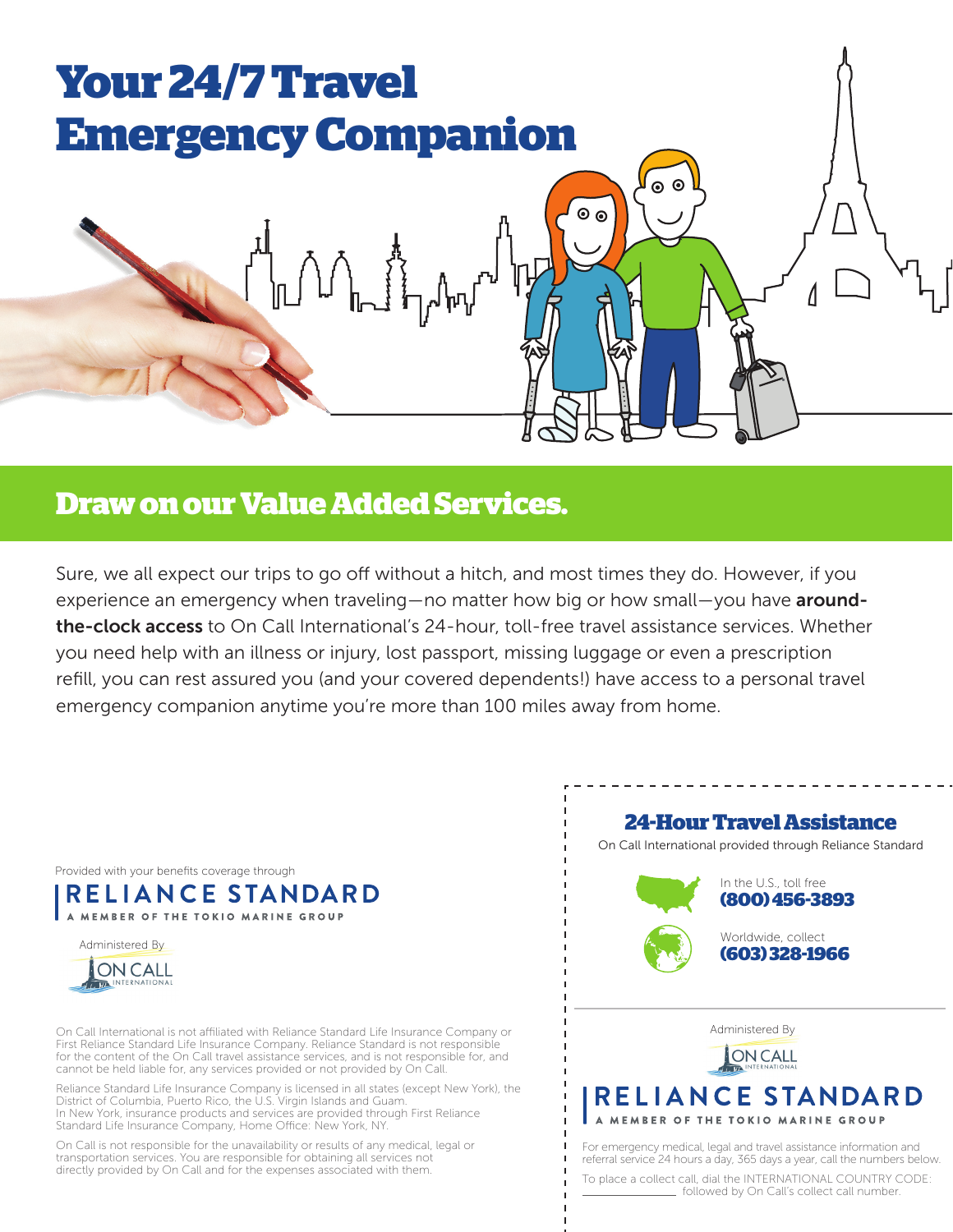# Your 24/7 Travel Emergency Companion

## Draw on our Value Added Services.

Sure, we all expect our trips to go off without a hitch, and most times they do. However, if you experience an emergency when traveling—no matter how big or how small—you have **around-the-clock access** to On Call International's 24-hour, toll-free travel assistance services. Whether you need help with an illness or injury, lost passport, missing luggage or even a prescription refill, you can rest assured you (and your covered dependents!) have access to a personal travel emergency companion anytime you're more than 100 miles away from home.

Provided with your benefits coverage through

RELIANCE STANDARD
A MEMBER OF THE TOKIO MARINE GROUP

Administered By

ON CALL INTERNATIONAL

On Call International is not affiliated with Reliance Standard Life Insurance Company or First Reliance Standard Life Insurance Company. Reliance Standard is not responsible for the content of the On Call travel assistance services, and is not responsible for, and cannot be held liable for, any services provided or not provided by On Call.

Reliance Standard Life Insurance Company is licensed in all states (except New York), the District of Columbia, Puerto Rico, the U.S. Virgin Islands and Guam. In New York, insurance products and services are provided through First Reliance Standard Life Insurance Company, Home Office: New York, NY.

On Call is not responsible for the unavailability or results of any medical, legal or transportation services. You are responsible for obtaining all services not directly provided by On Call and for the expenses associated with them.

### 24-Hour Travel Assistance

On Call International provided through Reliance Standard

In the U.S., toll free
**(800) 456-3893**

Worldwide, collect
**(603) 328-1966**

Administered By

ON CALL INTERNATIONAL

RELIANCE STANDARD
A MEMBER OF THE TOKIO MARINE GROUP

For emergency medical, legal and travel assistance information and referral service 24 hours a day, 365 days a year, call the numbers below.

To place a collect call, dial the INTERNATIONAL COUNTRY CODE: \_\_\_\_\_\_\_\_\_\_\_\_ followed by On Call's collect call number.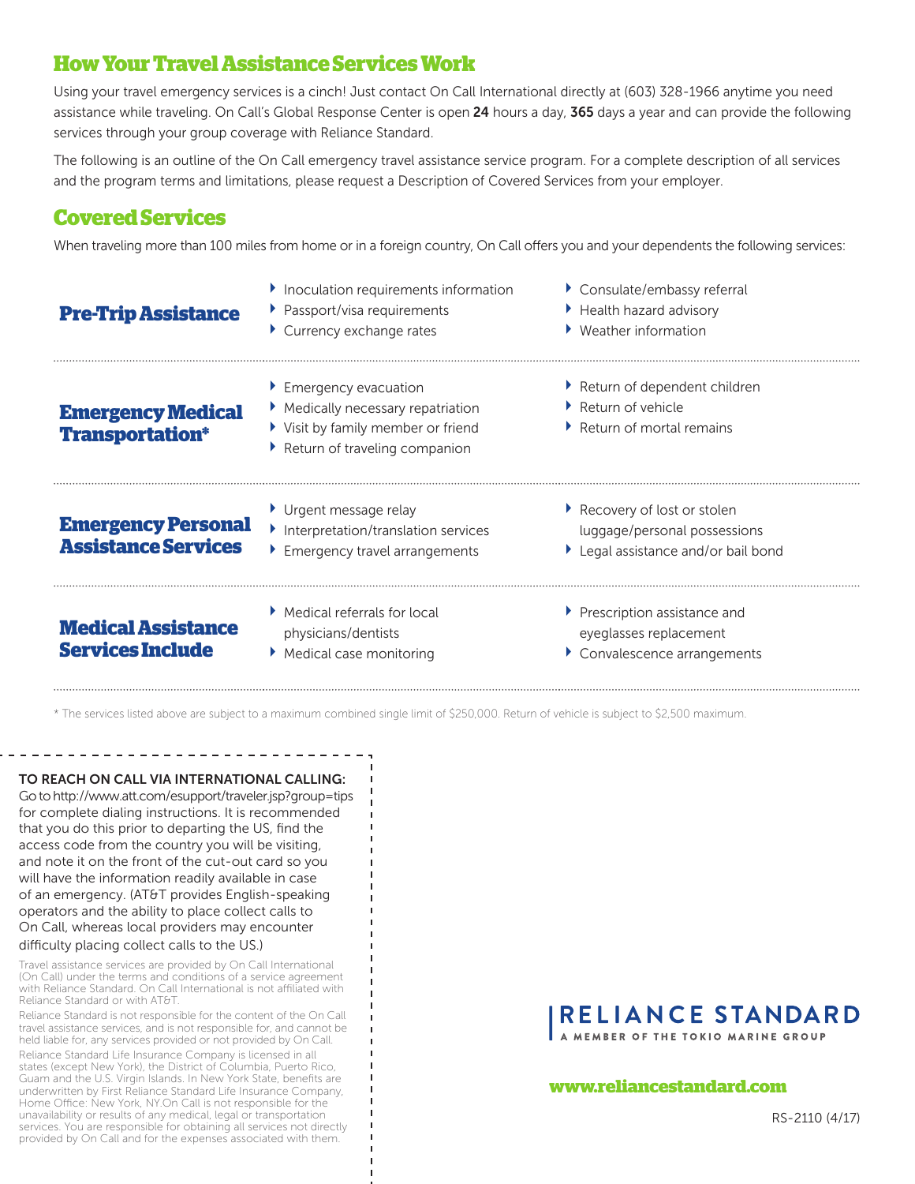## How Your Travel Assistance Services Work

Using your travel emergency services is a cinch! Just contact On Call International directly at (603) 328-1966 anytime you need assistance while traveling. On Call's Global Response Center is open **24** hours a day, **365** days a year and can provide the following services through your group coverage with Reliance Standard.

The following is an outline of the On Call emergency travel assistance service program. For a complete description of all services and the program terms and limitations, please request a Description of Covered Services from your employer.

## Covered Services

When traveling more than 100 miles from home or in a foreign country, On Call offers you and your dependents the following services:

### Pre-Trip Assistance

- Inoculation requirements information
- Passport/visa requirements
- Currency exchange rates
- Consulate/embassy referral
- Health hazard advisory
- Weather information

### Emergency Medical Transportation*

- Emergency evacuation
- Medically necessary repatriation
- Visit by family member or friend
- Return of traveling companion
- Return of dependent children
- Return of vehicle
- Return of mortal remains

### Emergency Personal Assistance Services

- Urgent message relay
- Interpretation/translation services
- Emergency travel arrangements
- Recovery of lost or stolen luggage/personal possessions
- Legal assistance and/or bail bond

### Medical Assistance Services Include

- Medical referrals for local physicians/dentists
- Medical case monitoring
- Prescription assistance and eyeglasses replacement
- Convalescence arrangements

\* The services listed above are subject to a maximum combined single limit of $250,000. Return of vehicle is subject to $2,500 maximum.

**TO REACH ON CALL VIA INTERNATIONAL CALLING:**
Go to http://www.att.com/esupport/traveler.jsp?group=tips for complete dialing instructions. It is recommended that you do this prior to departing the US, find the access code from the country you will be visiting, and note it on the front of the cut-out card so you will have the information readily available in case of an emergency. (AT&T provides English-speaking operators and the ability to place collect calls to On Call, whereas local providers may encounter difficulty placing collect calls to the US.)

Travel assistance services are provided by On Call International (On Call) under the terms and conditions of a service agreement with Reliance Standard. On Call International is not affiliated with Reliance Standard or with AT&T.

Reliance Standard is not responsible for the content of the On Call travel assistance services, and is not responsible for, and cannot be held liable for, any services provided or not provided by On Call.

Reliance Standard Life Insurance Company is licensed in all states (except New York), the District of Columbia, Puerto Rico, Guam and the U.S. Virgin Islands. In New York State, benefits are underwritten by First Reliance Standard Life Insurance Company, Home Office: New York, NY.On Call is not responsible for the unavailability or results of any medical, legal or transportation services. You are responsible for obtaining all services not directly provided by On Call and for the expenses associated with them.

RELIANCE STANDARD
A MEMBER OF THE TOKIO MARINE GROUP

www.reliancestandard.com

RS-2110 (4/17)